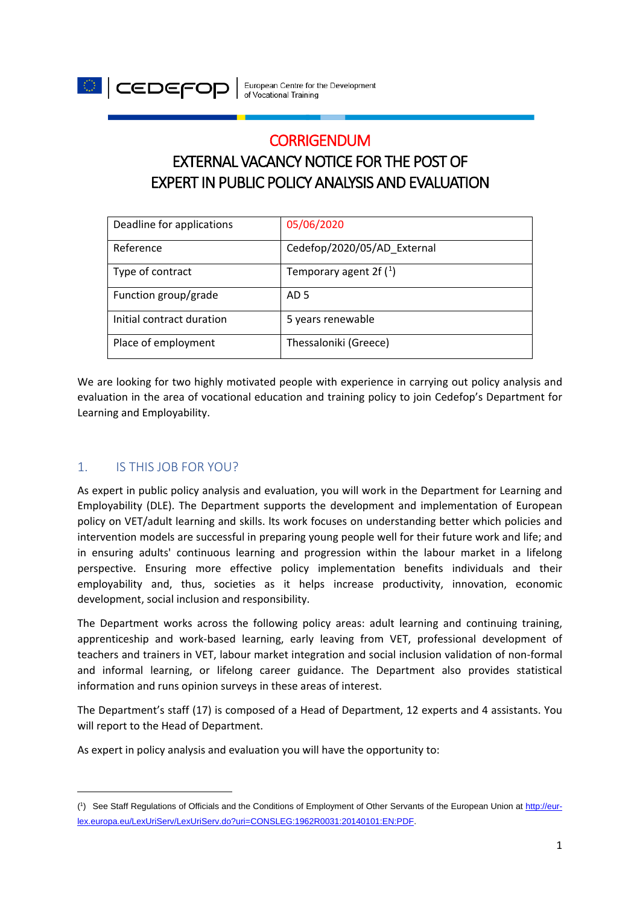CEDEFOP | European Centre for the Development of Vocational Training

# CORRIGENDUM

# EXTERNAL VACANCY NOTICE FOR THE POST OF EXPERT IN PUBLIC POLICY ANALYSIS AND EVALUATION

| Deadline for applications | 05/06/2020 |
| --- | --- |
| Reference | Cedefop/2020/05/AD_External |
| Type of contract | Temporary agent 2f [1] |
| Function group/grade | AD 5 |
| Initial contract duration | 5 years renewable |
| Place of employment | Thessaloniki (Greece) |

We are looking for two highly motivated people with experience in carrying out policy analysis and evaluation in the area of vocational education and training policy to join Cedefop's Department for Learning and Employability.

## 1. IS THIS JOB FOR YOU?

As expert in public policy analysis and evaluation, you will work in the Department for Learning and Employability (DLE). The Department supports the development and implementation of European policy on VET/adult learning and skills. Its work focuses on understanding better which policies and intervention models are successful in preparing young people well for their future work and life; and in ensuring adults' continuous learning and progression within the labour market in a lifelong perspective. Ensuring more effective policy implementation benefits individuals and their employability and, thus, societies as it helps increase productivity, innovation, economic development, social inclusion and responsibility.

The Department works across the following policy areas: adult learning and continuing training, apprenticeship and work-based learning, early leaving from VET, professional development of teachers and trainers in VET, labour market integration and social inclusion validation of non-formal and informal learning, or lifelong career guidance. The Department also provides statistical information and runs opinion surveys in these areas of interest.

The Department's staff (17) is composed of a Head of Department, 12 experts and 4 assistants. You will report to the Head of Department.

As expert in policy analysis and evaluation you will have the opportunity to:

---

[1] See Staff Regulations of Officials and the Conditions of Employment of Other Servants of the European Union at http://eur-lex.europa.eu/LexUriServ/LexUriServ.do?uri=CONSLEG:1962R0031:20140101:EN:PDF.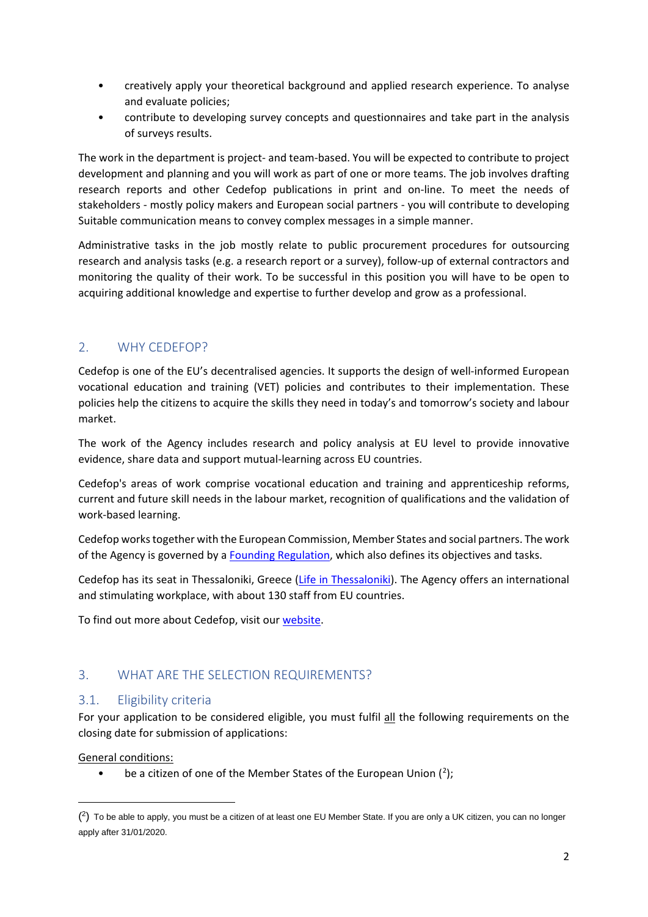- creatively apply your theoretical background and applied research experience. To analyse and evaluate policies;
- contribute to developing survey concepts and questionnaires and take part in the analysis of surveys results.

The work in the department is project- and team-based. You will be expected to contribute to project development and planning and you will work as part of one or more teams. The job involves drafting research reports and other Cedefop publications in print and on-line. To meet the needs of stakeholders - mostly policy makers and European social partners - you will contribute to developing Suitable communication means to convey complex messages in a simple manner.

Administrative tasks in the job mostly relate to public procurement procedures for outsourcing research and analysis tasks (e.g. a research report or a survey), follow-up of external contractors and monitoring the quality of their work. To be successful in this position you will have to be open to acquiring additional knowledge and expertise to further develop and grow as a professional.

## 2. WHY CEDEFOP?

Cedefop is one of the EU's decentralised agencies. It supports the design of well-informed European vocational education and training (VET) policies and contributes to their implementation. These policies help the citizens to acquire the skills they need in today's and tomorrow's society and labour market.

The work of the Agency includes research and policy analysis at EU level to provide innovative evidence, share data and support mutual-learning across EU countries.

Cedefop's areas of work comprise vocational education and training and apprenticeship reforms, current and future skill needs in the labour market, recognition of qualifications and the validation of work-based learning.

Cedefop works together with the European Commission, Member States and social partners. The work of the Agency is governed by a Founding Regulation, which also defines its objectives and tasks.

Cedefop has its seat in Thessaloniki, Greece (Life in Thessaloniki). The Agency offers an international and stimulating workplace, with about 130 staff from EU countries.

To find out more about Cedefop, visit our website.

## 3. WHAT ARE THE SELECTION REQUIREMENTS?

### 3.1. Eligibility criteria

For your application to be considered eligible, you must fulfil all the following requirements on the closing date for submission of applications:

General conditions:

- be a citizen of one of the Member States of the European Union ([2]);

([2]) To be able to apply, you must be a citizen of at least one EU Member State. If you are only a UK citizen, you can no longer apply after 31/01/2020.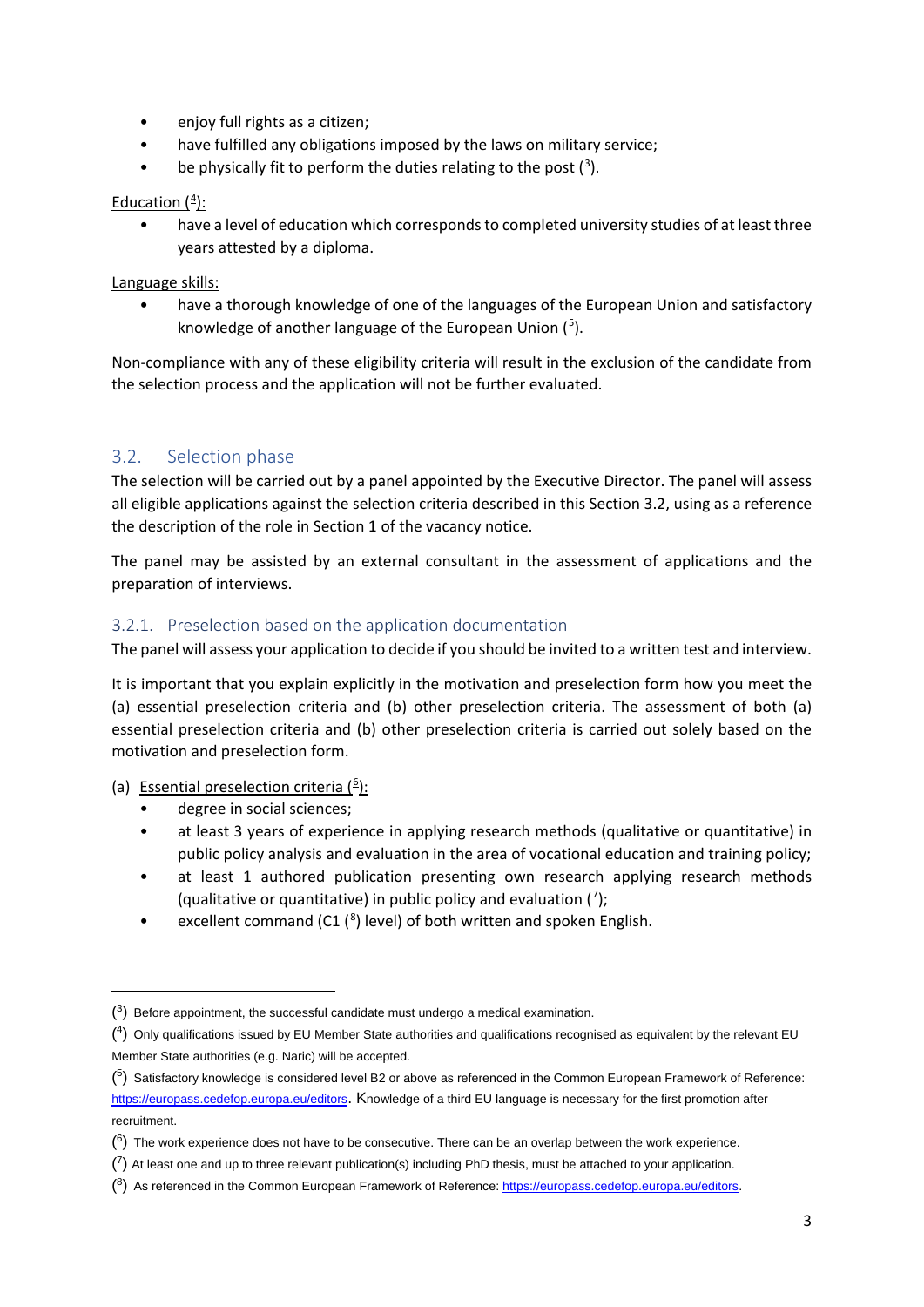- enjoy full rights as a citizen;
- have fulfilled any obligations imposed by the laws on military service;
- be physically fit to perform the duties relating to the post ([3]).

Education ([4]):

- have a level of education which corresponds to completed university studies of at least three years attested by a diploma.

Language skills:

- have a thorough knowledge of one of the languages of the European Union and satisfactory knowledge of another language of the European Union ([5]).

Non-compliance with any of these eligibility criteria will result in the exclusion of the candidate from the selection process and the application will not be further evaluated.

## 3.2. Selection phase

The selection will be carried out by a panel appointed by the Executive Director. The panel will assess all eligible applications against the selection criteria described in this Section 3.2, using as a reference the description of the role in Section 1 of the vacancy notice.

The panel may be assisted by an external consultant in the assessment of applications and the preparation of interviews.

### 3.2.1. Preselection based on the application documentation

The panel will assess your application to decide if you should be invited to a written test and interview.

It is important that you explain explicitly in the motivation and preselection form how you meet the (a) essential preselection criteria and (b) other preselection criteria. The assessment of both (a) essential preselection criteria and (b) other preselection criteria is carried out solely based on the motivation and preselection form.

(a) Essential preselection criteria ([6]):

- degree in social sciences;
- at least 3 years of experience in applying research methods (qualitative or quantitative) in public policy analysis and evaluation in the area of vocational education and training policy;
- at least 1 authored publication presenting own research applying research methods (qualitative or quantitative) in public policy and evaluation ([7]);
- excellent command (C1 ([8]) level) of both written and spoken English.

---

([3]) Before appointment, the successful candidate must undergo a medical examination.

([4]) Only qualifications issued by EU Member State authorities and qualifications recognised as equivalent by the relevant EU Member State authorities (e.g. Naric) will be accepted.

([5]) Satisfactory knowledge is considered level B2 or above as referenced in the Common European Framework of Reference: https://europass.cedefop.europa.eu/editors. Knowledge of a third EU language is necessary for the first promotion after recruitment.

([6]) The work experience does not have to be consecutive. There can be an overlap between the work experience.

([7]) At least one and up to three relevant publication(s) including PhD thesis, must be attached to your application.

([8]) As referenced in the Common European Framework of Reference: https://europass.cedefop.europa.eu/editors.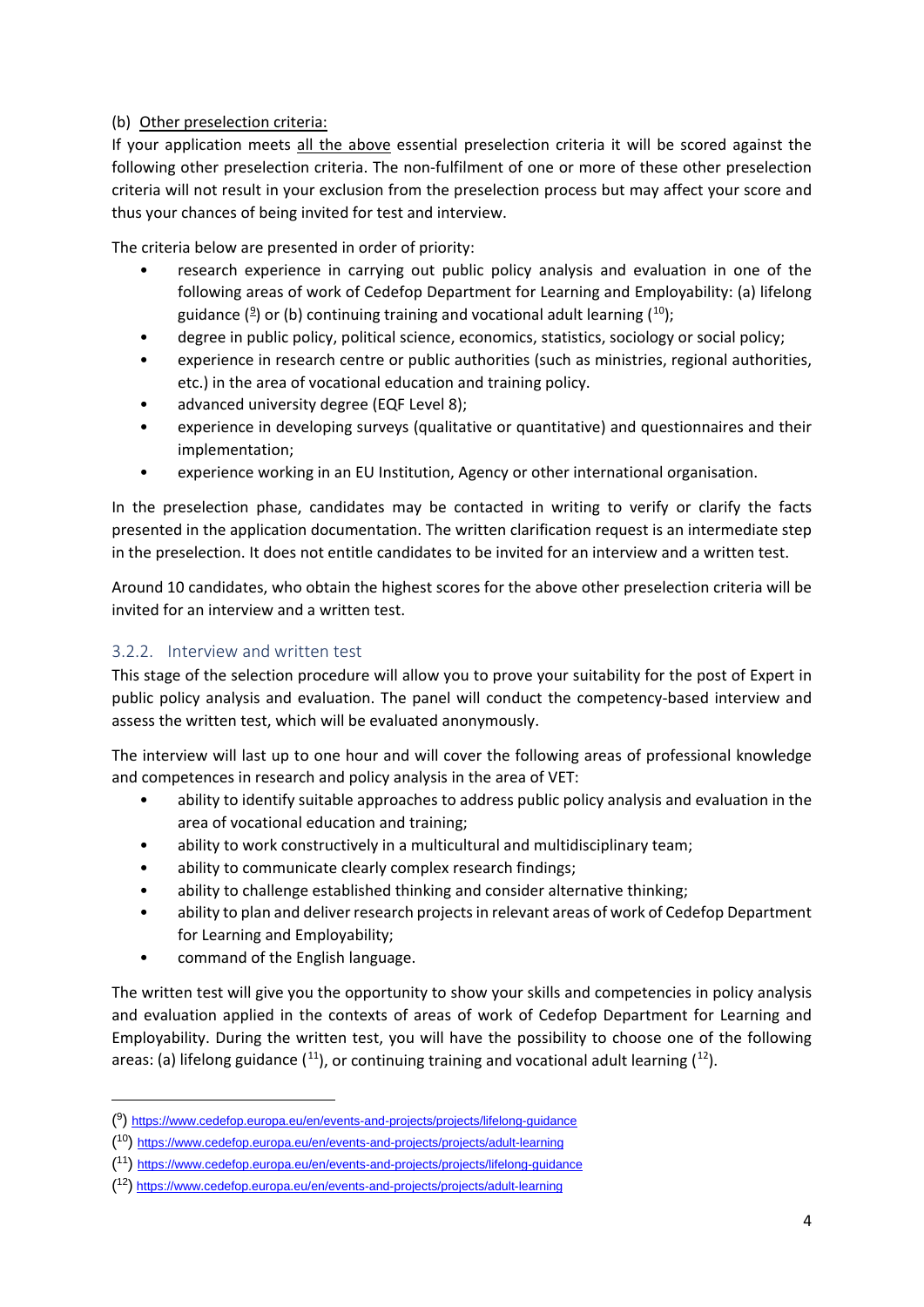(b) Other preselection criteria:

If your application meets all the above essential preselection criteria it will be scored against the following other preselection criteria. The non-fulfilment of one or more of these other preselection criteria will not result in your exclusion from the preselection process but may affect your score and thus your chances of being invited for test and interview.

The criteria below are presented in order of priority:

- research experience in carrying out public policy analysis and evaluation in one of the following areas of work of Cedefop Department for Learning and Employability: (a) lifelong guidance ([9]) or (b) continuing training and vocational adult learning ([10]);
- degree in public policy, political science, economics, statistics, sociology or social policy;
- experience in research centre or public authorities (such as ministries, regional authorities, etc.) in the area of vocational education and training policy.
- advanced university degree (EQF Level 8);
- experience in developing surveys (qualitative or quantitative) and questionnaires and their implementation;
- experience working in an EU Institution, Agency or other international organisation.

In the preselection phase, candidates may be contacted in writing to verify or clarify the facts presented in the application documentation. The written clarification request is an intermediate step in the preselection. It does not entitle candidates to be invited for an interview and a written test.

Around 10 candidates, who obtain the highest scores for the above other preselection criteria will be invited for an interview and a written test.

### 3.2.2. Interview and written test

This stage of the selection procedure will allow you to prove your suitability for the post of Expert in public policy analysis and evaluation. The panel will conduct the competency-based interview and assess the written test, which will be evaluated anonymously.

The interview will last up to one hour and will cover the following areas of professional knowledge and competences in research and policy analysis in the area of VET:

- ability to identify suitable approaches to address public policy analysis and evaluation in the area of vocational education and training;
- ability to work constructively in a multicultural and multidisciplinary team;
- ability to communicate clearly complex research findings;
- ability to challenge established thinking and consider alternative thinking;
- ability to plan and deliver research projects in relevant areas of work of Cedefop Department for Learning and Employability;
- command of the English language.

The written test will give you the opportunity to show your skills and competencies in policy analysis and evaluation applied in the contexts of areas of work of Cedefop Department for Learning and Employability. During the written test, you will have the possibility to choose one of the following areas: (a) lifelong guidance ([11]), or continuing training and vocational adult learning ([12]).

---

([9]) https://www.cedefop.europa.eu/en/events-and-projects/projects/lifelong-guidance

([10]) https://www.cedefop.europa.eu/en/events-and-projects/projects/adult-learning

([11]) https://www.cedefop.europa.eu/en/events-and-projects/projects/lifelong-guidance

([12]) https://www.cedefop.europa.eu/en/events-and-projects/projects/adult-learning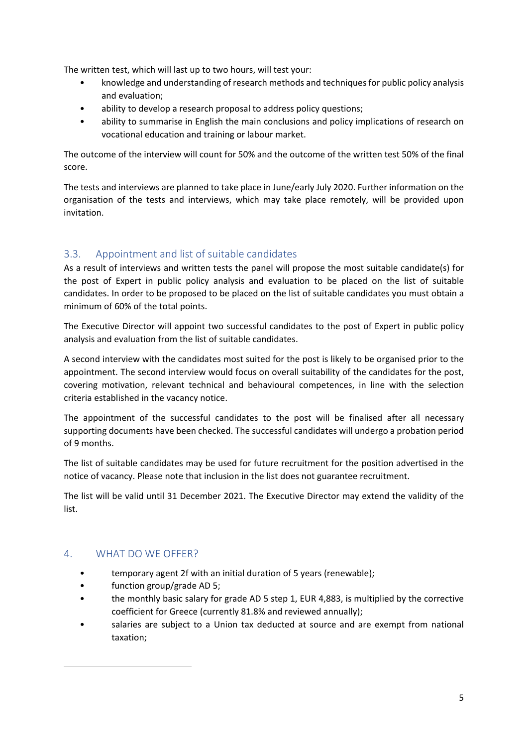The written test, which will last up to two hours, will test your:

- knowledge and understanding of research methods and techniques for public policy analysis and evaluation;
- ability to develop a research proposal to address policy questions;
- ability to summarise in English the main conclusions and policy implications of research on vocational education and training or labour market.

The outcome of the interview will count for 50% and the outcome of the written test 50% of the final score.

The tests and interviews are planned to take place in June/early July 2020. Further information on the organisation of the tests and interviews, which may take place remotely, will be provided upon invitation.

### 3.3. Appointment and list of suitable candidates

As a result of interviews and written tests the panel will propose the most suitable candidate(s) for the post of Expert in public policy analysis and evaluation to be placed on the list of suitable candidates. In order to be proposed to be placed on the list of suitable candidates you must obtain a minimum of 60% of the total points.

The Executive Director will appoint two successful candidates to the post of Expert in public policy analysis and evaluation from the list of suitable candidates.

A second interview with the candidates most suited for the post is likely to be organised prior to the appointment. The second interview would focus on overall suitability of the candidates for the post, covering motivation, relevant technical and behavioural competences, in line with the selection criteria established in the vacancy notice.

The appointment of the successful candidates to the post will be finalised after all necessary supporting documents have been checked. The successful candidates will undergo a probation period of 9 months.

The list of suitable candidates may be used for future recruitment for the position advertised in the notice of vacancy. Please note that inclusion in the list does not guarantee recruitment.

The list will be valid until 31 December 2021. The Executive Director may extend the validity of the list.

## 4. WHAT DO WE OFFER?

- temporary agent 2f with an initial duration of 5 years (renewable);
- function group/grade AD 5;
- the monthly basic salary for grade AD 5 step 1, EUR 4,883, is multiplied by the corrective coefficient for Greece (currently 81.8% and reviewed annually);
- salaries are subject to a Union tax deducted at source and are exempt from national taxation;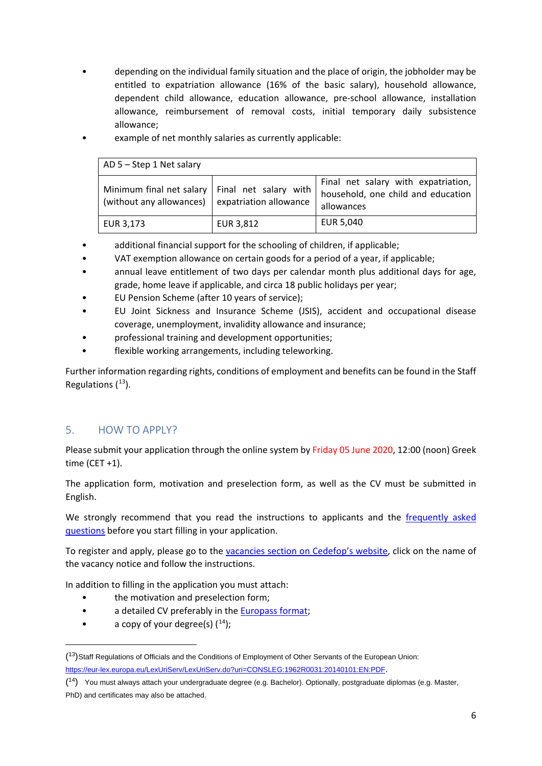- depending on the individual family situation and the place of origin, the jobholder may be entitled to expatriation allowance (16% of the basic salary), household allowance, dependent child allowance, education allowance, pre-school allowance, installation allowance, reimbursement of removal costs, initial temporary daily subsistence allowance;
- example of net monthly salaries as currently applicable:

| AD 5 – Step 1 Net salary | | |
|---|---|---|
| Minimum final net salary (without any allowances) | Final net salary with expatriation allowance | Final net salary with expatriation, household, one child and education allowances |
| EUR 3,173 | EUR 3,812 | EUR 5,040 |

- additional financial support for the schooling of children, if applicable;
- VAT exemption allowance on certain goods for a period of a year, if applicable;
- annual leave entitlement of two days per calendar month plus additional days for age, grade, home leave if applicable, and circa 18 public holidays per year;
- EU Pension Scheme (after 10 years of service);
- EU Joint Sickness and Insurance Scheme (JSIS), accident and occupational disease coverage, unemployment, invalidity allowance and insurance;
- professional training and development opportunities;
- flexible working arrangements, including teleworking.

Further information regarding rights, conditions of employment and benefits can be found in the Staff Regulations ([13]).

## 5. HOW TO APPLY?

Please submit your application through the online system by Friday 05 June 2020, 12:00 (noon) Greek time (CET +1).

The application form, motivation and preselection form, as well as the CV must be submitted in English.

We strongly recommend that you read the instructions to applicants and the frequently asked questions before you start filling in your application.

To register and apply, please go to the vacancies section on Cedefop's website, click on the name of the vacancy notice and follow the instructions.

In addition to filling in the application you must attach:

- the motivation and preselection form;
- a detailed CV preferably in the Europass format;
- a copy of your degree(s) ([14]);

---

([13]) Staff Regulations of Officials and the Conditions of Employment of Other Servants of the European Union: https://eur-lex.europa.eu/LexUriServ/LexUriServ.do?uri=CONSLEG:1962R0031:20140101:EN:PDF.

([14]) You must always attach your undergraduate degree (e.g. Bachelor). Optionally, postgraduate diplomas (e.g. Master, PhD) and certificates may also be attached.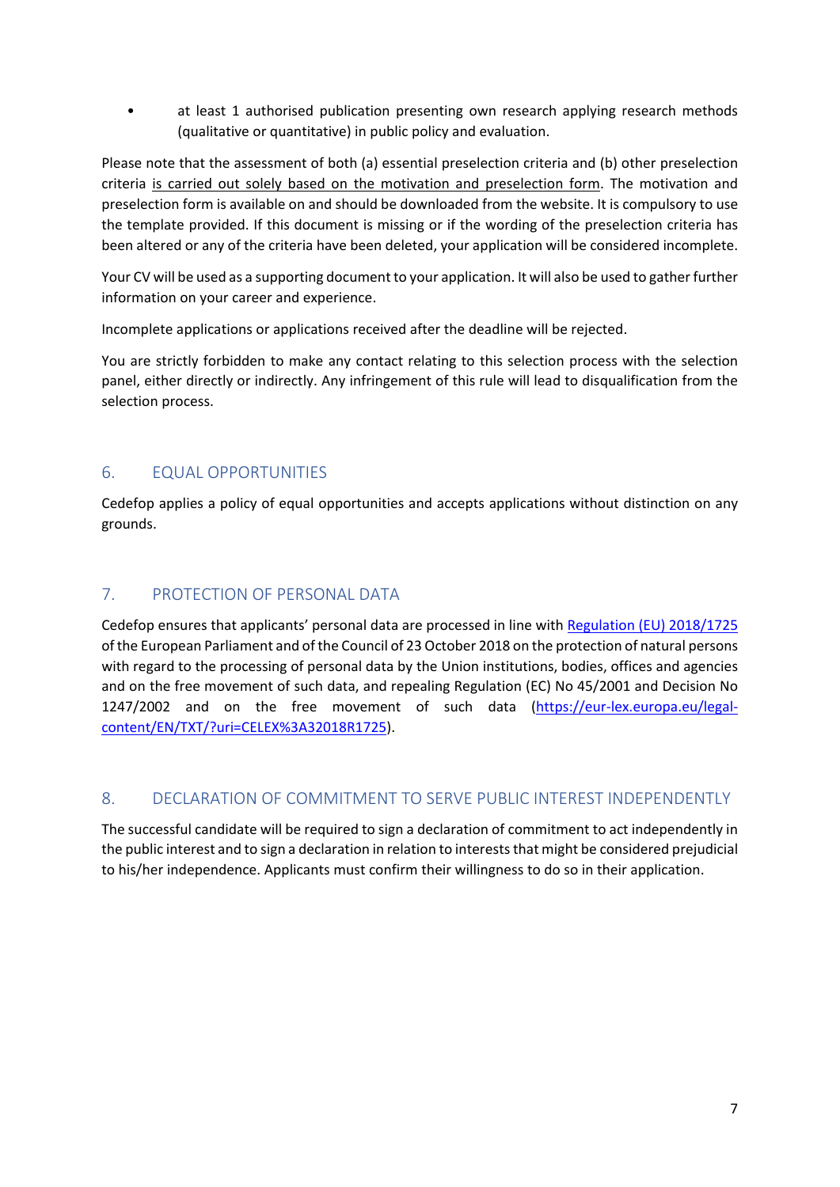- at least 1 authorised publication presenting own research applying research methods (qualitative or quantitative) in public policy and evaluation.

Please note that the assessment of both (a) essential preselection criteria and (b) other preselection criteria is carried out solely based on the motivation and preselection form. The motivation and preselection form is available on and should be downloaded from the website. It is compulsory to use the template provided. If this document is missing or if the wording of the preselection criteria has been altered or any of the criteria have been deleted, your application will be considered incomplete.

Your CV will be used as a supporting document to your application. It will also be used to gather further information on your career and experience.

Incomplete applications or applications received after the deadline will be rejected.

You are strictly forbidden to make any contact relating to this selection process with the selection panel, either directly or indirectly. Any infringement of this rule will lead to disqualification from the selection process.

## 6. EQUAL OPPORTUNITIES

Cedefop applies a policy of equal opportunities and accepts applications without distinction on any grounds.

## 7. PROTECTION OF PERSONAL DATA

Cedefop ensures that applicants' personal data are processed in line with [Regulation (EU) 2018/1725](https://eur-lex.europa.eu/legal-content/EN/TXT/?uri=CELEX%3A32018R1725) of the European Parliament and of the Council of 23 October 2018 on the protection of natural persons with regard to the processing of personal data by the Union institutions, bodies, offices and agencies and on the free movement of such data, and repealing Regulation (EC) No 45/2001 and Decision No 1247/2002 and on the free movement of such data (https://eur-lex.europa.eu/legal-content/EN/TXT/?uri=CELEX%3A32018R1725).

## 8. DECLARATION OF COMMITMENT TO SERVE PUBLIC INTEREST INDEPENDENTLY

The successful candidate will be required to sign a declaration of commitment to act independently in the public interest and to sign a declaration in relation to interests that might be considered prejudicial to his/her independence. Applicants must confirm their willingness to do so in their application.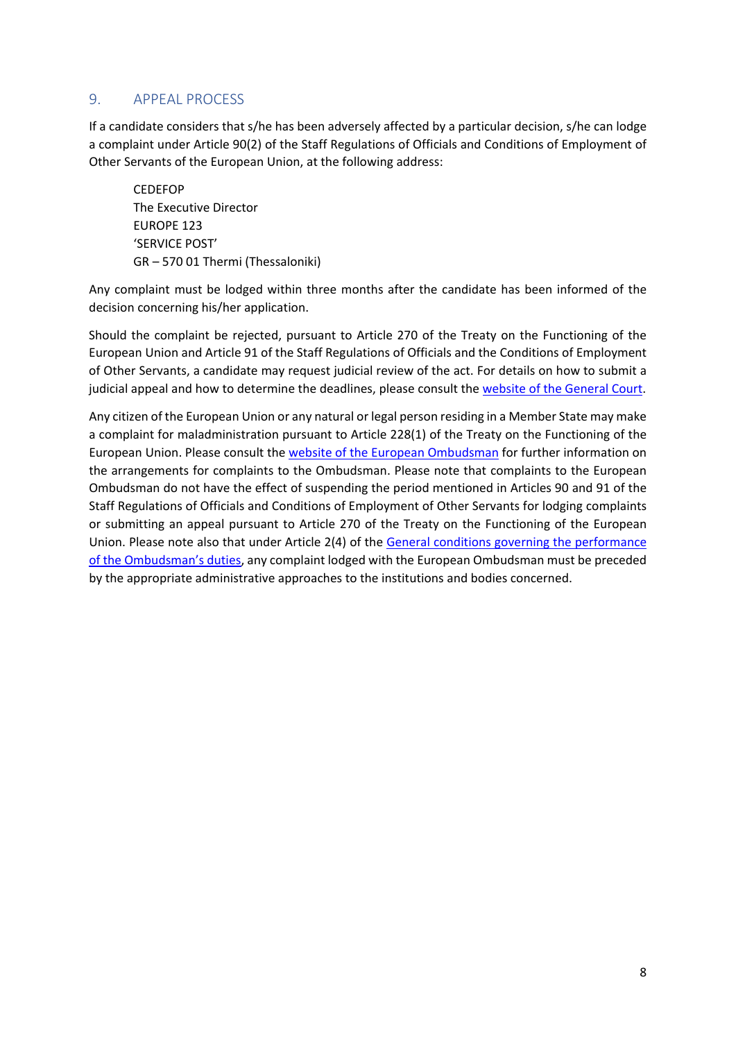## 9. APPEAL PROCESS

If a candidate considers that s/he has been adversely affected by a particular decision, s/he can lodge a complaint under Article 90(2) of the Staff Regulations of Officials and Conditions of Employment of Other Servants of the European Union, at the following address:

CEDEFOP
The Executive Director
EUROPE 123
'SERVICE POST'
GR – 570 01 Thermi (Thessaloniki)

Any complaint must be lodged within three months after the candidate has been informed of the decision concerning his/her application.

Should the complaint be rejected, pursuant to Article 270 of the Treaty on the Functioning of the European Union and Article 91 of the Staff Regulations of Officials and the Conditions of Employment of Other Servants, a candidate may request judicial review of the act. For details on how to submit a judicial appeal and how to determine the deadlines, please consult the website of the General Court.

Any citizen of the European Union or any natural or legal person residing in a Member State may make a complaint for maladministration pursuant to Article 228(1) of the Treaty on the Functioning of the European Union. Please consult the website of the European Ombudsman for further information on the arrangements for complaints to the Ombudsman. Please note that complaints to the European Ombudsman do not have the effect of suspending the period mentioned in Articles 90 and 91 of the Staff Regulations of Officials and Conditions of Employment of Other Servants for lodging complaints or submitting an appeal pursuant to Article 270 of the Treaty on the Functioning of the European Union. Please note also that under Article 2(4) of the General conditions governing the performance of the Ombudsman's duties, any complaint lodged with the European Ombudsman must be preceded by the appropriate administrative approaches to the institutions and bodies concerned.